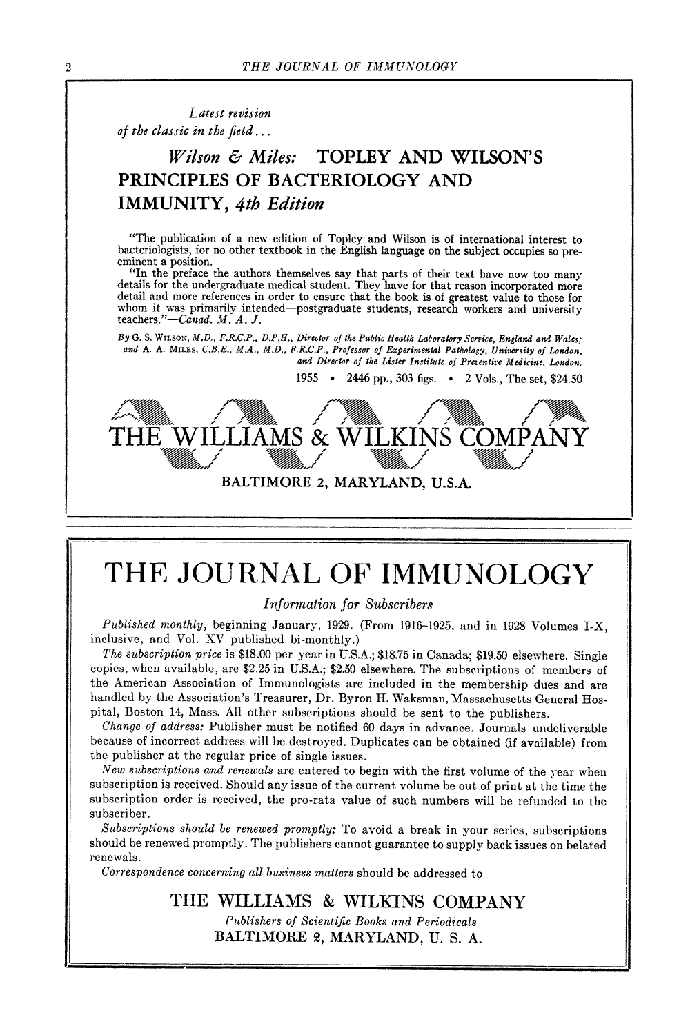*Latest revision*
*of the classic in the field . . .*

## *Wilson & Miles:* TOPLEY AND WILSON'S PRINCIPLES OF BACTERIOLOGY AND IMMUNITY, *4th Edition*

"The publication of a new edition of Topley and Wilson is of international interest to bacteriologists, for no other textbook in the English language on the subject occupies so pre-eminent a position.

"In the preface the authors themselves say that parts of their text have now too many details for the undergraduate medical student. They have for that reason incorporated more detail and more references in order to ensure that the book is of greatest value to those for whom it was primarily intended—postgraduate students, research workers and university teachers."—*Canad. M. A. J.*

*By* G. S. WILSON, *M.D., F.R.C.P., D.P.H., Director of the Public Health Laboratory Service, England and Wales; and* A. A. MILES, *C.B.E., M.A., M.D., F.R.C.P., Professor of Experimental Pathology, University of London, and Director of the Lister Institute of Preventive Medicine, London.*

1955 • 2446 pp., 303 figs. • 2 Vols., The set, $24.50

**THE WILLIAMS & WILKINS COMPANY**

BALTIMORE 2, MARYLAND, U.S.A.

---

# THE JOURNAL OF IMMUNOLOGY

*Information for Subscribers*

*Published monthly,* beginning January, 1929. (From 1916–1925, and in 1928 Volumes I–X, inclusive, and Vol. XV published bi-monthly.)

*The subscription price* is $18.00 per year in U.S.A.; $18.75 in Canada; $19.50 elsewhere. Single copies, when available, are $2.25 in U.S.A.; $2.50 elsewhere. The subscriptions of members of the American Association of Immunologists are included in the membership dues and are handled by the Association's Treasurer, Dr. Byron H. Waksman, Massachusetts General Hospital, Boston 14, Mass. All other subscriptions should be sent to the publishers.

*Change of address:* Publisher must be notified 60 days in advance. Journals undeliverable because of incorrect address will be destroyed. Duplicates can be obtained (if available) from the publisher at the regular price of single issues.

*New subscriptions and renewals* are entered to begin with the first volume of the year when subscription is received. Should any issue of the current volume be out of print at the time the subscription order is received, the pro-rata value of such numbers will be refunded to the subscriber.

*Subscriptions should be renewed promptly:* To avoid a break in your series, subscriptions should be renewed promptly. The publishers cannot guarantee to supply back issues on belated renewals.

*Correspondence concerning all business matters* should be addressed to

**THE WILLIAMS & WILKINS COMPANY**

*Publishers of Scientific Books and Periodicals*

BALTIMORE 2, MARYLAND, U. S. A.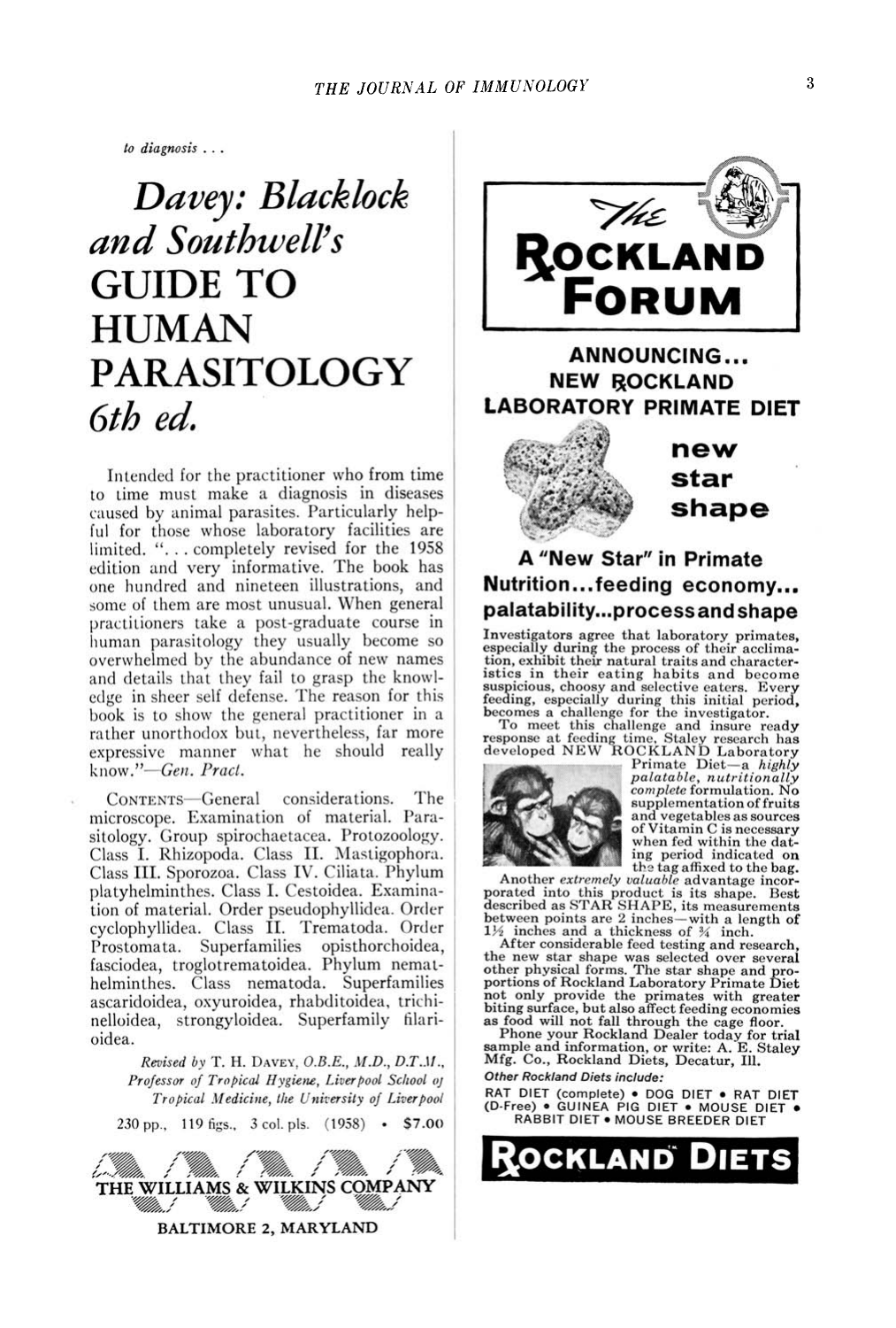*to diagnosis . . .*

# *Davey: Blacklock and Southwell's* GUIDE TO HUMAN PARASITOLOGY *6th ed.*

Intended for the practitioner who from time to time must make a diagnosis in diseases caused by animal parasites. Particularly helpful for those whose laboratory facilities are limited. ". . . completely revised for the 1958 edition and very informative. The book has one hundred and nineteen illustrations, and some of them are most unusual. When general practitioners take a post-graduate course in human parasitology they usually become so overwhelmed by the abundance of new names and details that they fail to grasp the knowledge in sheer self defense. The reason for this book is to show the general practitioner in a rather unorthodox but, nevertheless, far more expressive manner what he should really know."—*Gen. Pract.*

CONTENTS—General considerations. The microscope. Examination of material. Parasitology. Group spirochaetacea. Protozoology. Class I. Rhizopoda. Class II. Mastigophora. Class III. Sporozoa. Class IV. Ciliata. Phylum platyhelminthes. Class I. Cestoidea. Examination of material. Order pseudophyllidea. Order cyclophyllidea. Class II. Trematoda. Order Prostomata. Superfamilies opisthorchoidea, fasciodea, troglotrematoidea. Phylum nemathelminthes. Class nematoda. Superfamilies ascaridoidea, oxyuroidea, rhabditoidea, trichinelloidea, strongyloidea. Superfamily filarioidea.

*Revised by* T. H. DAVEY, *O.B.E., M.D., D.T.M., Professor of Tropical Hygiene, Liverpool School of Tropical Medicine, the University of Liverpool*

230 pp., 119 figs., 3 col. pls. (1958) • **$7.00**

**THE WILLIAMS & WILKINS COMPANY**

**BALTIMORE 2, MARYLAND**

---

# The ROCKLAND FORUM

## ANNOUNCING... NEW ROCKLAND LABORATORY PRIMATE DIET

**new star shape**

### A "New Star" in Primate Nutrition...feeding economy... palatability...process and shape

Investigators agree that laboratory primates, especially during the process of their acclimation, exhibit their natural traits and characteristics in their eating habits and become suspicious, choosy and selective eaters. Every feeding, especially during this initial period, becomes a challenge for the investigator.

To meet this challenge and insure ready response at feeding time, Staley research has developed NEW ROCKLAND Laboratory Primate Diet—a *highly palatable, nutritionally complete* formulation. No supplementation of fruits and vegetables as sources of Vitamin C is necessary when fed within the dating period indicated on the tag affixed to the bag.

Another *extremely valuable* advantage incorporated into this product is its shape. Best described as STAR SHAPE, its measurements between points are 2 inches—with a length of 1½ inches and a thickness of ¾ inch.

After considerable feed testing and research, the new star shape was selected over several other physical forms. The star shape and proportions of Rockland Laboratory Primate Diet not only provide the primates with greater biting surface, but also affect feeding economies as food will not fall through the cage floor.

Phone your Rockland Dealer today for trial sample and information, or write: A. E. Staley Mfg. Co., Rockland Diets, Decatur, Ill.

*Other Rockland Diets include:*

RAT DIET (complete) • DOG DIET • RAT DIET (D-Free) • GUINEA PIG DIET • MOUSE DIET • RABBIT DIET • MOUSE BREEDER DIET

**ROCKLAND DIETS**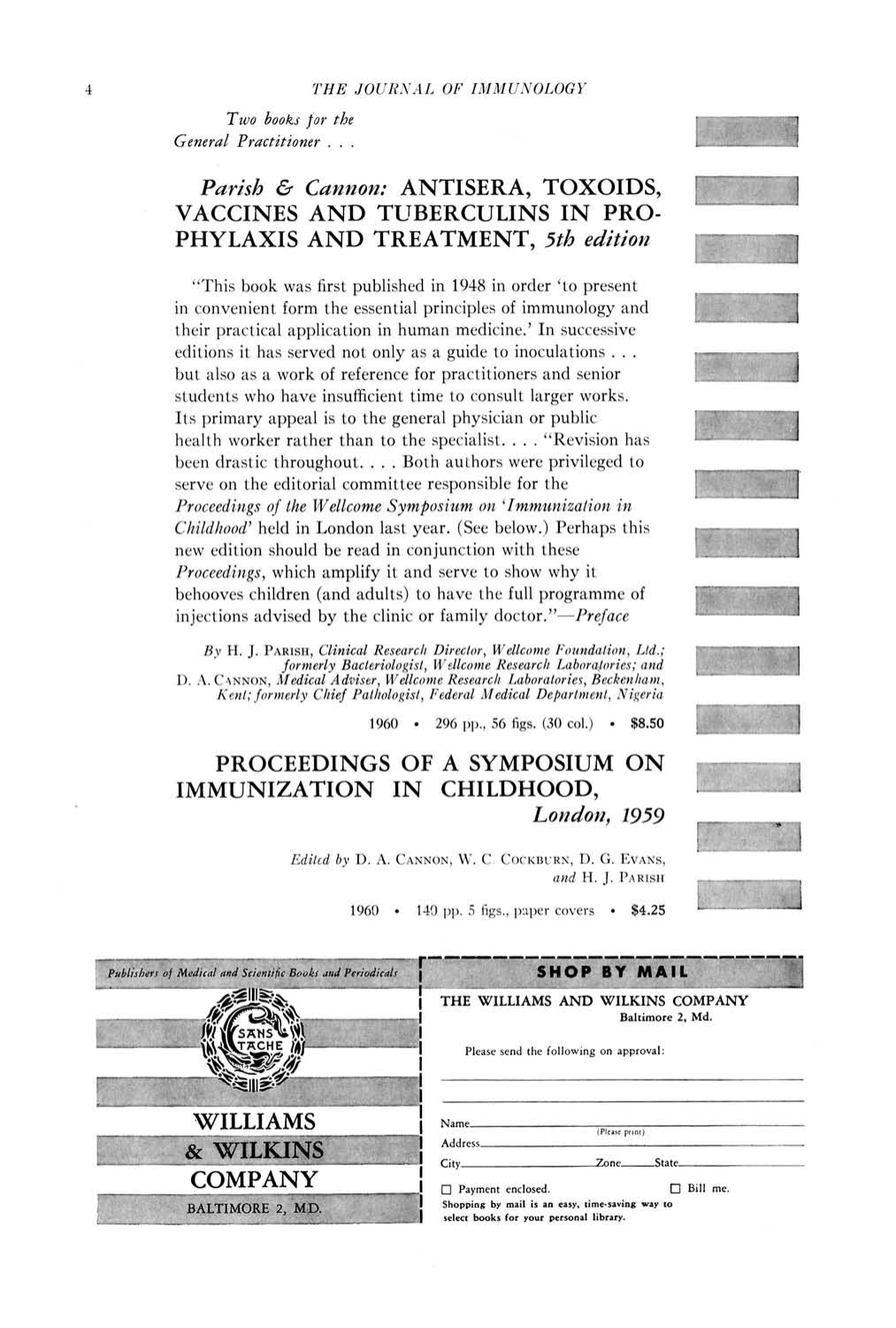*Two books for the General Practitioner . . .*

## *Parish & Cannon:* ANTISERA, TOXOIDS, VACCINES AND TUBERCULINS IN PROPHYLAXIS AND TREATMENT, *5th edition*

"This book was first published in 1948 in order 'to present in convenient form the essential principles of immunology and their practical application in human medicine.' In successive editions it has served not only as a guide to inoculations . . . but also as a work of reference for practitioners and senior students who have insufficient time to consult larger works. Its primary appeal is to the general physician or public health worker rather than to the specialist. . . . "Revision has been drastic throughout. . . . Both authors were privileged to serve on the editorial committee responsible for the *Proceedings of the Wellcome Symposium on 'Immunization in Childhood'* held in London last year. (See below.) Perhaps this new edition should be read in conjunction with these *Proceedings*, which amplify it and serve to show why it behooves children (and adults) to have the full programme of injections advised by the clinic or family doctor."—*Preface*

*By* H. J. Parish, *Clinical Research Director, Wellcome Foundation, Ltd.; formerly Bacteriologist, Wellcome Research Laboratories; and* D. A. Cannon, *Medical Adviser, Wellcome Research Laboratories, Beckenham, Kent; formerly Chief Pathologist, Federal Medical Department, Nigeria*

1960 • 296 pp., 56 figs. (30 col.) • **$8.50**

## PROCEEDINGS OF A SYMPOSIUM ON IMMUNIZATION IN CHILDHOOD, *London, 1959*

*Edited by* D. A. Cannon, W. C. Cockburn, D. G. Evans, *and* H. J. Parish

1960 • 140 pp. 5 figs., paper covers • **$4.25**

*Publishers of Medical and Scientific Books and Periodicals*

SANS TACHE

WILLIAMS & WILKINS COMPANY

BALTIMORE 2, MD.

**SHOP BY MAIL**

THE WILLIAMS AND WILKINS COMPANY
Baltimore 2, Md.

Please send the following on approval:

______________________________

______________________________

Name______________________________ (Please print)

Address______________________________

City__________ Zone______ State__________

☐ Payment enclosed. ☐ Bill me.

**Shopping by mail is an easy, time-saving way to select books for your personal library.**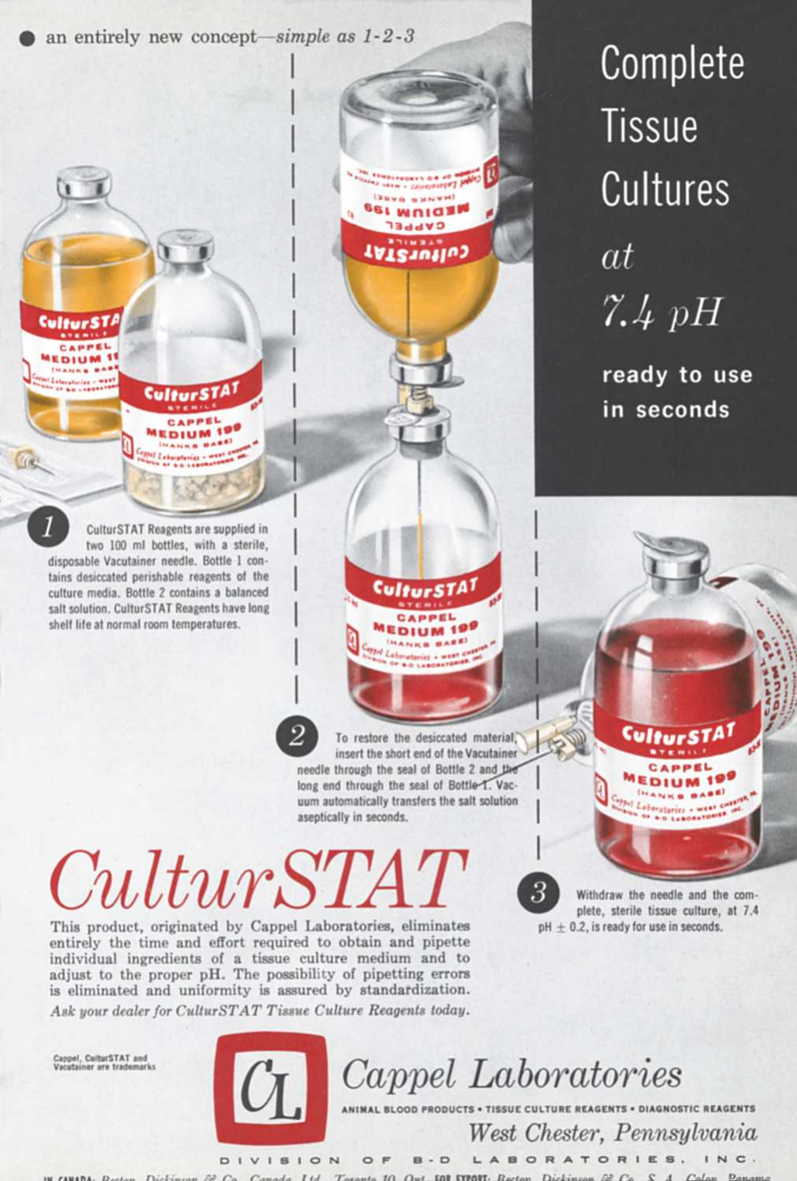● an entirely new concept—*simple as 1-2-3*

# Complete Tissue Cultures *at 7.4 pH*

**ready to use in seconds**

**1** CulturSTAT Reagents are supplied in two 100 ml bottles, with a sterile, disposable Vacutainer needle. Bottle 1 contains desiccated perishable reagents of the culture media. Bottle 2 contains a balanced salt solution. CulturSTAT Reagents have long shelf life at normal room temperatures.

**2** To restore the desiccated material, insert the short end of the Vacutainer needle through the seal of Bottle 2 and the long end through the seal of Bottle 1. Vacuum automatically transfers the salt solution aseptically in seconds.

**3** Withdraw the needle and the complete, sterile tissue culture, at 7.4 pH ± 0.2, is ready for use in seconds.

# *CulturSTAT*

This product, originated by Cappel Laboratories, eliminates entirely the time and effort required to obtain and pipette individual ingredients of a tissue culture medium and to adjust to the proper pH. The possibility of pipetting errors is eliminated and uniformity is assured by standardization.

*Ask your dealer for CulturSTAT Tissue Culture Reagents today.*

Cappel, CulturSTAT and Vacutainer are trademarks

## Cappel Laboratories

ANIMAL BLOOD PRODUCTS • TISSUE CULTURE REAGENTS • DIAGNOSTIC REAGENTS

*West Chester, Pennsylvania*

DIVISION OF B-D LABORATORIES, INC.

IN CANADA: Becton, Dickinson & Co. Canada Ltd., Toronto 10, Ont. FOR EXPORT: Becton, Dickinson & Co., S. A., Colon, Panama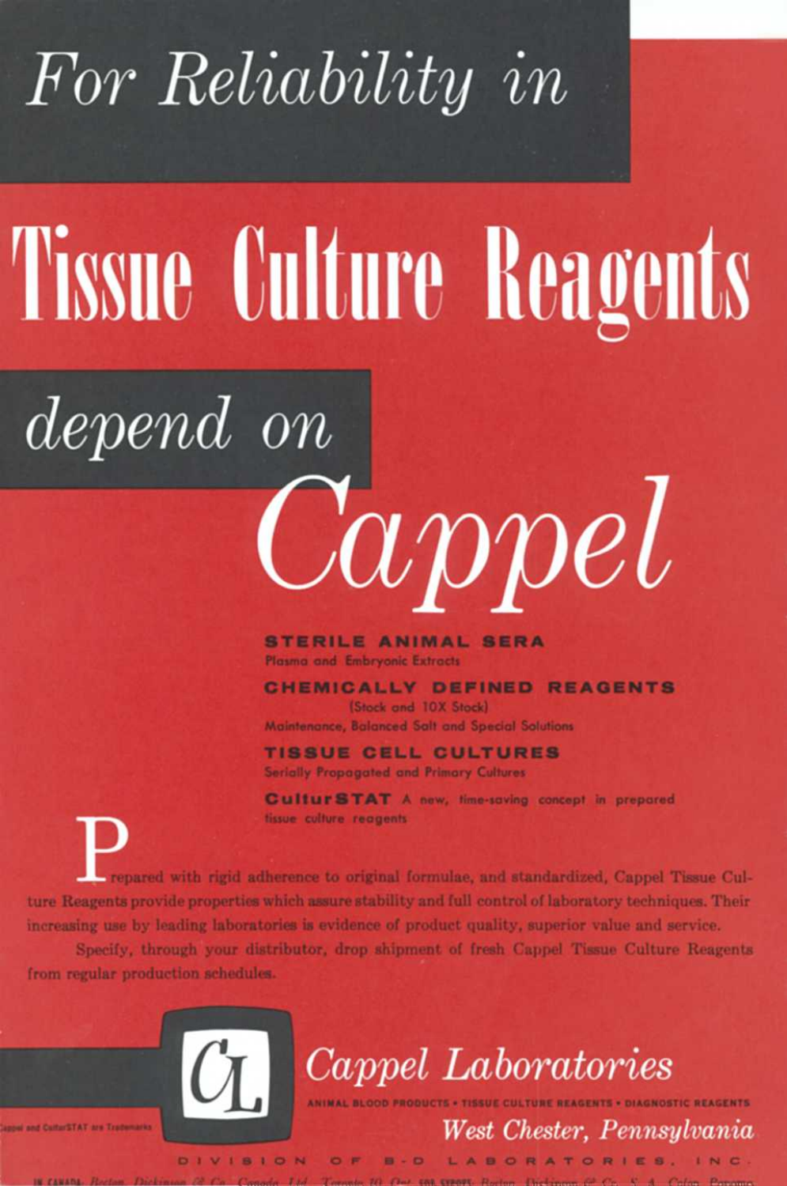# *For Reliability in*

# Tissue Culture Reagents

# *depend on*

# *Cappel*

**STERILE ANIMAL SERA**
Plasma and Embryonic Extracts

**CHEMICALLY DEFINED REAGENTS**
(Stock and 10X Stock)
Maintenance, Balanced Salt and Special Solutions

**TISSUE CELL CULTURES**
Serially Propagated and Primary Cultures

**CulturSTAT** A new, time-saving concept in prepared tissue culture reagents

Prepared with rigid adherence to original formulae, and standardized, Cappel Tissue Culture Reagents provide properties which assure stability and full control of laboratory techniques. Their increasing use by leading laboratories is evidence of product quality, superior value and service.

Specify, through your distributor, drop shipment of fresh Cappel Tissue Culture Reagents from regular production schedules.

CL

## *Cappel Laboratories*

ANIMAL BLOOD PRODUCTS • TISSUE CULTURE REAGENTS • DIAGNOSTIC REAGENTS

*West Chester, Pennsylvania*

Cappel and CulturSTAT are Trademarks

DIVISION OF B-D LABORATORIES, INC.

IN CANADA: Becton, Dickinson & Co. Canada, Ltd., Toronto 10, Ont. FOR EXPORT: Becton, Dickinson & Co., S. A., Colon, Panama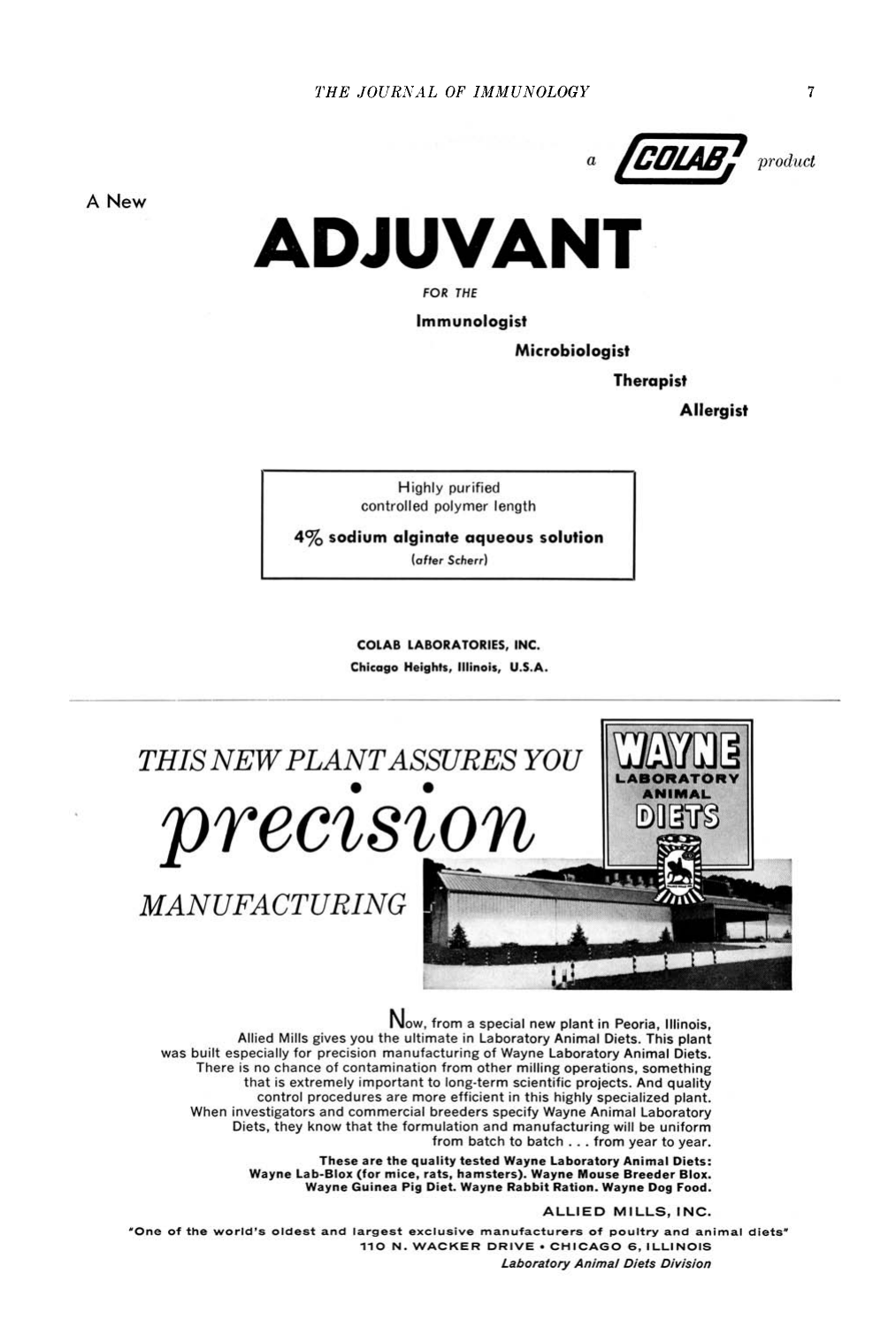a COLAB product

A New

# ADJUVANT

FOR THE

**Immunologist**

**Microbiologist**

**Therapist**

**Allergist**

Highly purified
controlled polymer length

**4% sodium alginate aqueous solution**
(after Scherr)

**COLAB LABORATORIES, INC.**
**Chicago Heights, Illinois, U.S.A.**

---

# *THIS NEW PLANT ASSURES YOU* *precision* *MANUFACTURING*

WAYNE
LABORATORY
ANIMAL
DIETS

Now, from a special new plant in Peoria, Illinois, Allied Mills gives you the ultimate in Laboratory Animal Diets. This plant was built especially for precision manufacturing of Wayne Laboratory Animal Diets. There is no chance of contamination from other milling operations, something that is extremely important to long-term scientific projects. And quality control procedures are more efficient in this highly specialized plant. When investigators and commercial breeders specify Wayne Animal Laboratory Diets, they know that the formulation and manufacturing will be uniform from batch to batch . . . from year to year.

**These are the quality tested Wayne Laboratory Animal Diets: Wayne Lab-Blox (for mice, rats, hamsters). Wayne Mouse Breeder Blox. Wayne Guinea Pig Diet. Wayne Rabbit Ration. Wayne Dog Food.**

ALLIED MILLS, INC.

**"One of the world's oldest and largest exclusive manufacturers of poultry and animal diets"**

**110 N. WACKER DRIVE • CHICAGO 6, ILLINOIS**

*Laboratory Animal Diets Division*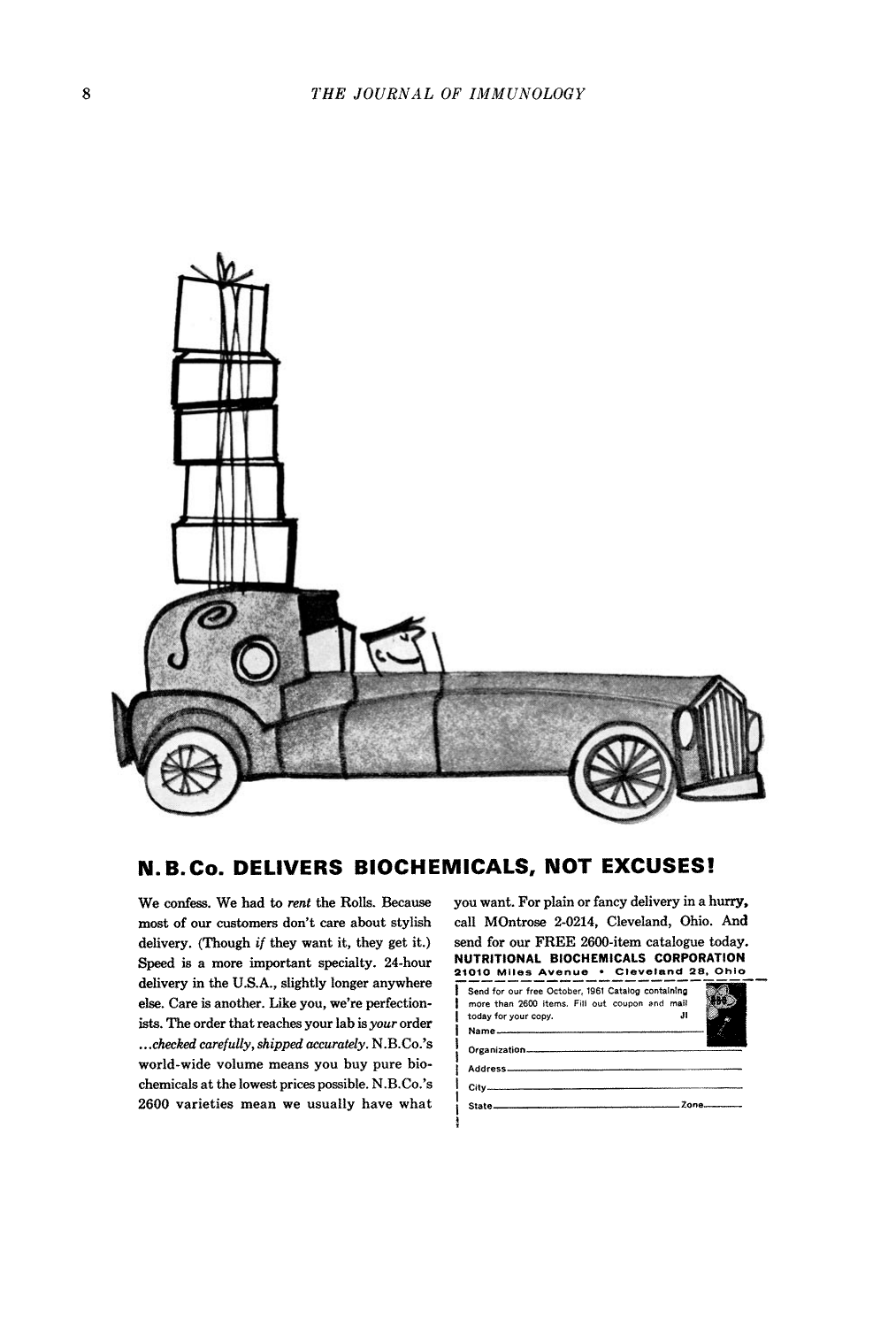## N. B. Co. DELIVERS BIOCHEMICALS, NOT EXCUSES!

We confess. We had to *rent* the Rolls. Because most of our customers don't care about stylish delivery. (Though *if* they want it, they get it.) Speed is a more important specialty. 24-hour delivery in the U.S.A., slightly longer anywhere else. Care is another. Like you, we're perfectionists. The order that reaches your lab is *your* order ...*checked carefully, shipped accurately*. N.B.Co.'s world-wide volume means you buy pure biochemicals at the lowest prices possible. N.B.Co.'s 2600 varieties mean we usually have what you want. For plain or fancy delivery in a hurry, call MOntrose 2-0214, Cleveland, Ohio. And send for our FREE 2600-item catalogue today.

**NUTRITIONAL BIOCHEMICALS CORPORATION**
**21010 Miles Avenue • Cleveland 28, Ohio**

Send for our free October, 1961 Catalog containing more than 2600 items. Fill out coupon and mail today for your copy. JI

Name\_\_\_\_\_\_\_\_\_\_\_\_\_\_\_\_\_\_\_\_\_\_\_\_\_

Organization\_\_\_\_\_\_\_\_\_\_\_\_\_\_\_\_\_\_\_\_\_

Address\_\_\_\_\_\_\_\_\_\_\_\_\_\_\_\_\_\_\_\_\_\_\_\_

City\_\_\_\_\_\_\_\_\_\_\_\_\_\_\_\_\_\_\_\_\_\_\_\_\_\_\_

State\_\_\_\_\_\_\_\_\_\_\_\_\_\_\_\_\_\_\_\_\_Zone\_\_\_\_\_\_